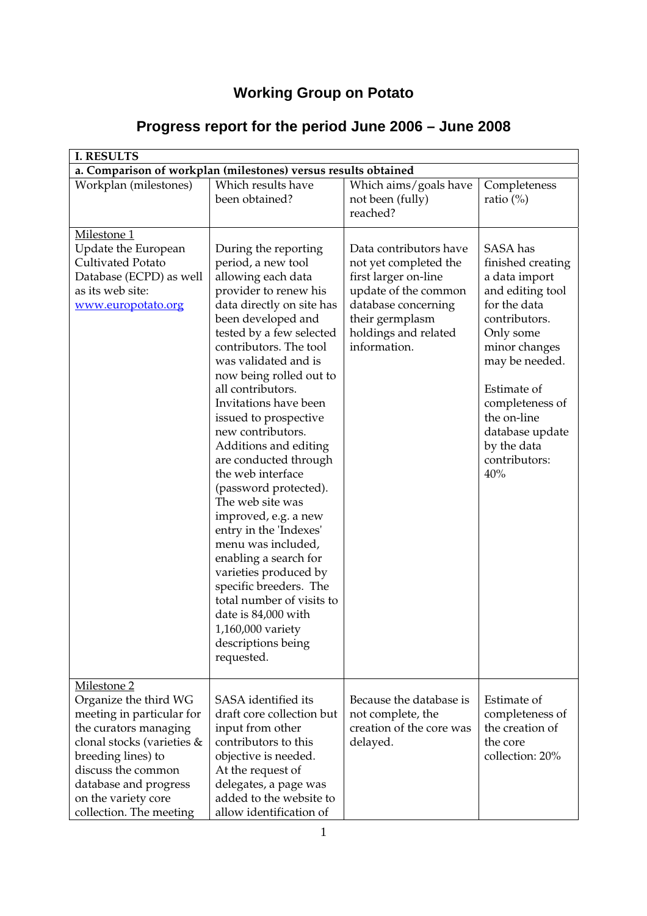# Working Group on Potato

## Progress report for the period June 2006 – June 2008

| **I. RESULTS** | | | |
|---|---|---|---|
| **a. Comparison of workplan (milestones) versus results obtained** | | | |
| Workplan (milestones) | Which results have been obtained? | Which aims/goals have not been (fully) reached? | Completeness ratio (%) |
| Milestone 1<br>Update the European Cultivated Potato Database (ECPD) as well as its web site: www.europotato.org | During the reporting period, a new tool allowing each data provider to renew his data directly on site has been developed and tested by a few selected contributors. The tool was validated and is now being rolled out to all contributors. Invitations have been issued to prospective new contributors. Additions and editing are conducted through the web interface (password protected). The web site was improved, e.g. a new entry in the 'Indexes' menu was included, enabling a search for varieties produced by specific breeders. The total number of visits to date is 84,000 with 1,160,000 variety descriptions being requested. | Data contributors have not yet completed the first larger on-line update of the common database concerning their germplasm holdings and related information. | SASA has finished creating a data import and editing tool for the data contributors. Only some minor changes may be needed.<br><br>Estimate of completeness of the on-line database update by the data contributors: 40% |
| Milestone 2<br>Organize the third WG meeting in particular for the curators managing clonal stocks (varieties & breeding lines) to discuss the common database and progress on the variety core collection. The meeting | SASA identified its draft core collection but input from other contributors to this objective is needed. At the request of delegates, a page was added to the website to allow identification of | Because the database is not complete, the creation of the core was delayed. | Estimate of completeness of the creation of the core collection: 20% |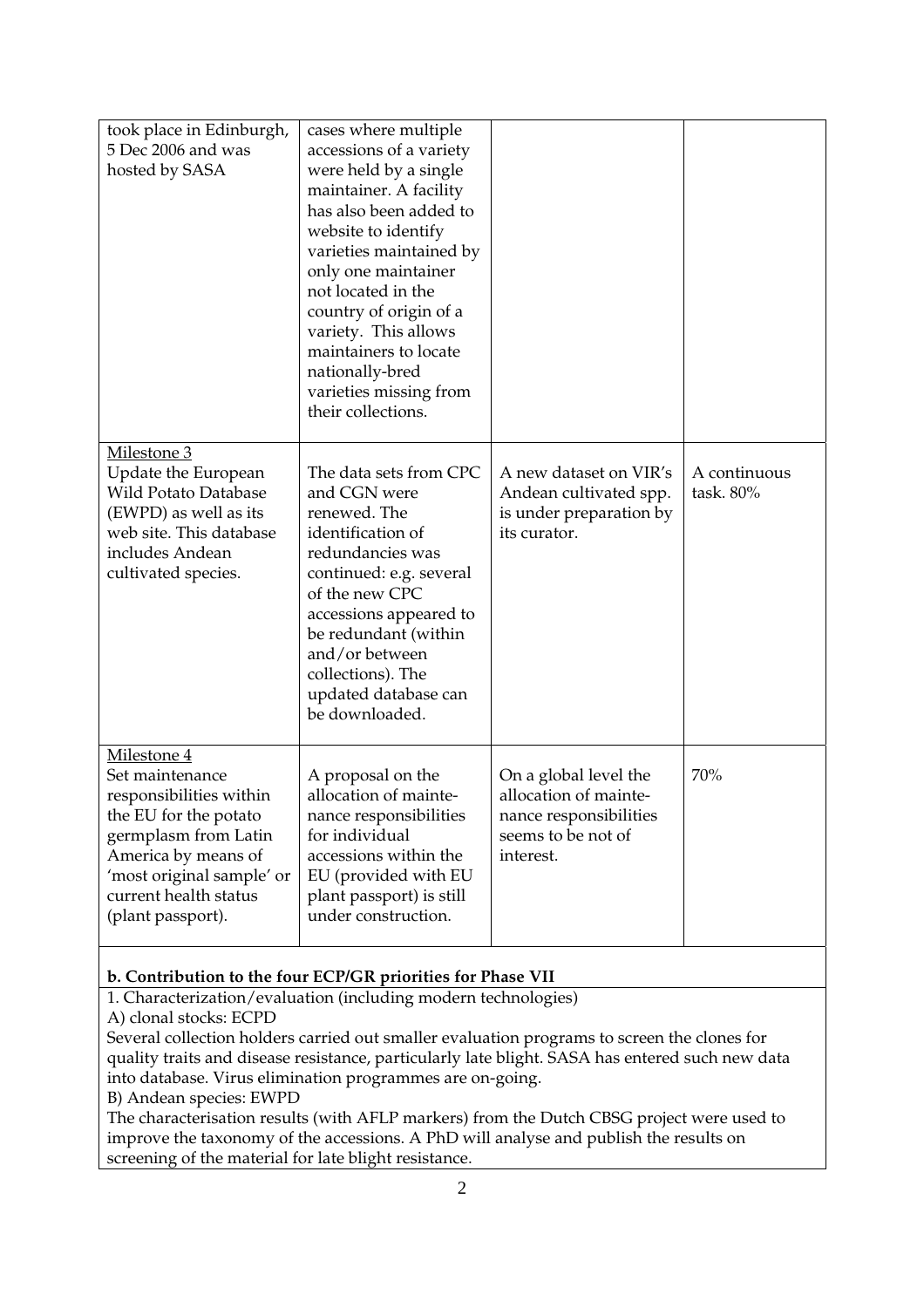| | | | |
|---|---|---|---|
| took place in Edinburgh, 5 Dec 2006 and was hosted by SASA | cases where multiple accessions of a variety were held by a single maintainer. A facility has also been added to website to identify varieties maintained by only one maintainer not located in the country of origin of a variety. This allows maintainers to locate nationally-bred varieties missing from their collections. | | |
| Milestone 3<br>Update the European Wild Potato Database (EWPD) as well as its web site. This database includes Andean cultivated species. | The data sets from CPC and CGN were renewed. The identification of redundancies was continued: e.g. several of the new CPC accessions appeared to be redundant (within and/or between collections). The updated database can be downloaded. | A new dataset on VIR's Andean cultivated spp. is under preparation by its curator. | A continuous task. 80% |
| Milestone 4<br>Set maintenance responsibilities within the EU for the potato germplasm from Latin America by means of 'most original sample' or current health status (plant passport). | A proposal on the allocation of mainte-nance responsibilities for individual accessions within the EU (provided with EU plant passport) is still under construction. | On a global level the allocation of mainte-nance responsibilities seems to be not of interest. | 70% |

**b. Contribution to the four ECP/GR priorities for Phase VII**

1. Characterization/evaluation (including modern technologies)

A) clonal stocks: ECPD

Several collection holders carried out smaller evaluation programs to screen the clones for quality traits and disease resistance, particularly late blight. SASA has entered such new data into database. Virus elimination programmes are on-going.

B) Andean species: EWPD

The characterisation results (with AFLP markers) from the Dutch CBSG project were used to improve the taxonomy of the accessions. A PhD will analyse and publish the results on screening of the material for late blight resistance.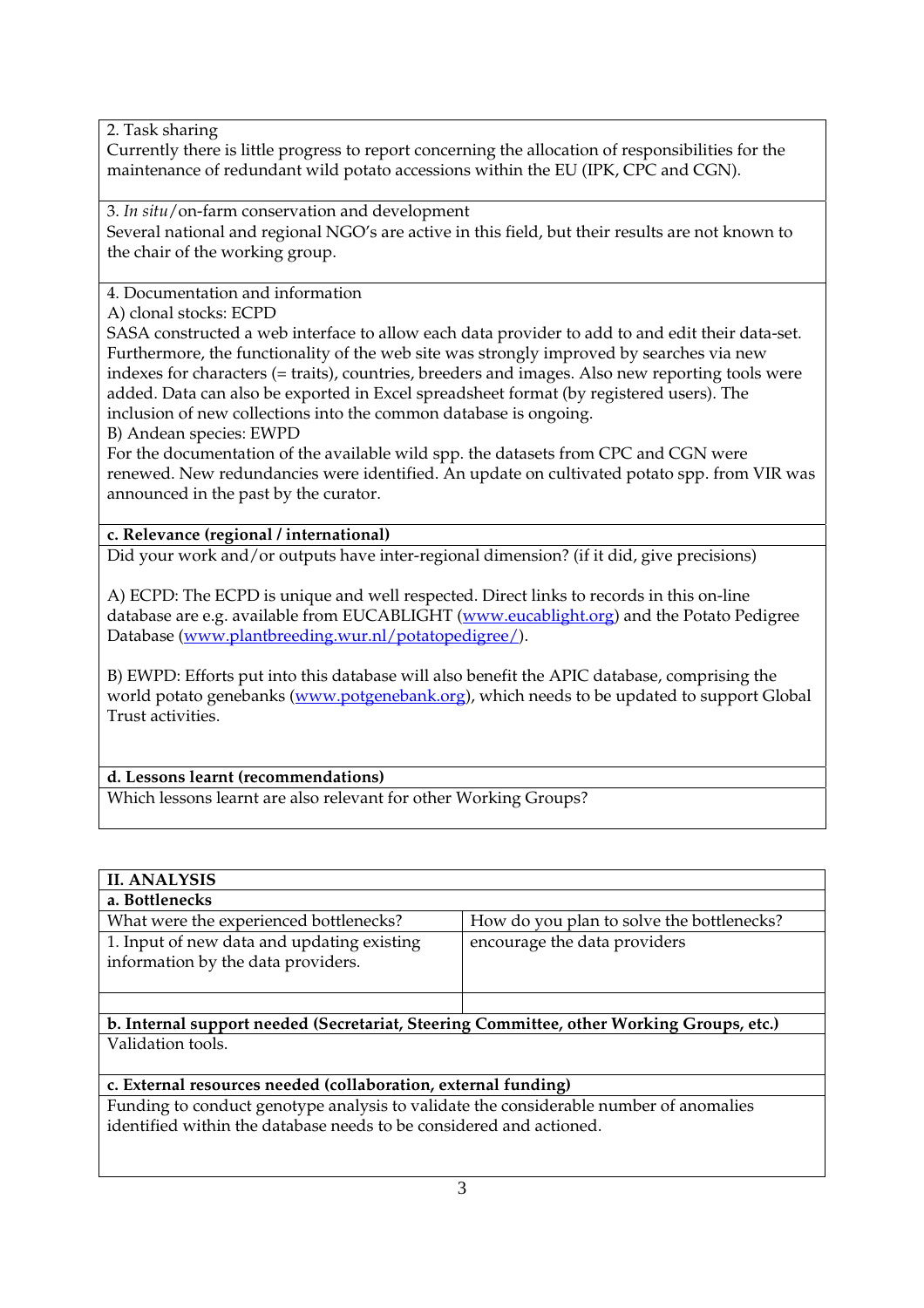2. Task sharing

Currently there is little progress to report concerning the allocation of responsibilities for the maintenance of redundant wild potato accessions within the EU (IPK, CPC and CGN).

3. *In situ*/on-farm conservation and development

Several national and regional NGO's are active in this field, but their results are not known to the chair of the working group.

4. Documentation and information

A) clonal stocks: ECPD

SASA constructed a web interface to allow each data provider to add to and edit their data-set. Furthermore, the functionality of the web site was strongly improved by searches via new indexes for characters (= traits), countries, breeders and images. Also new reporting tools were added. Data can also be exported in Excel spreadsheet format (by registered users). The inclusion of new collections into the common database is ongoing.

B) Andean species: EWPD

For the documentation of the available wild spp. the datasets from CPC and CGN were renewed. New redundancies were identified. An update on cultivated potato spp. from VIR was announced in the past by the curator.

**c. Relevance (regional / international)**

Did your work and/or outputs have inter-regional dimension? (if it did, give precisions)

A) ECPD: The ECPD is unique and well respected. Direct links to records in this on-line database are e.g. available from EUCABLIGHT (www.eucablight.org) and the Potato Pedigree Database (www.plantbreeding.wur.nl/potatopedigree/).

B) EWPD: Efforts put into this database will also benefit the APIC database, comprising the world potato genebanks (www.potgenebank.org), which needs to be updated to support Global Trust activities.

**d. Lessons learnt (recommendations)**

Which lessons learnt are also relevant for other Working Groups?

**II. ANALYSIS**

**a. Bottlenecks**

| What were the experienced bottlenecks? | How do you plan to solve the bottlenecks? |
|---|---|
| 1. Input of new data and updating existing information by the data providers. | encourage the data providers |
| | |

**b. Internal support needed (Secretariat, Steering Committee, other Working Groups, etc.)**

Validation tools.

**c. External resources needed (collaboration, external funding)**

Funding to conduct genotype analysis to validate the considerable number of anomalies identified within the database needs to be considered and actioned.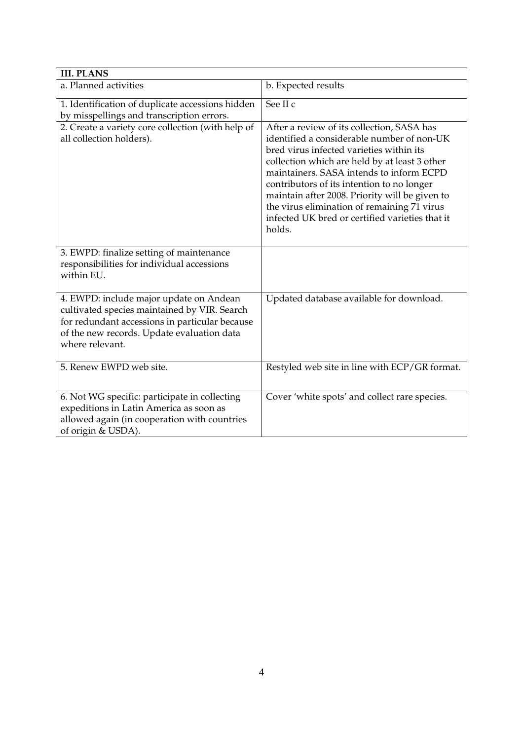| III. PLANS | |
|---|---|
| a. Planned activities | b. Expected results |
| 1. Identification of duplicate accessions hidden by misspellings and transcription errors. | See II c |
| 2. Create a variety core collection (with help of all collection holders). | After a review of its collection, SASA has identified a considerable number of non-UK bred virus infected varieties within its collection which are held by at least 3 other maintainers. SASA intends to inform ECPD contributors of its intention to no longer maintain after 2008. Priority will be given to the virus elimination of remaining 71 virus infected UK bred or certified varieties that it holds. |
| 3. EWPD: finalize setting of maintenance responsibilities for individual accessions within EU. | |
| 4. EWPD: include major update on Andean cultivated species maintained by VIR. Search for redundant accessions in particular because of the new records. Update evaluation data where relevant. | Updated database available for download. |
| 5. Renew EWPD web site. | Restyled web site in line with ECP/GR format. |
| 6. Not WG specific: participate in collecting expeditions in Latin America as soon as allowed again (in cooperation with countries of origin & USDA). | Cover 'white spots' and collect rare species. |